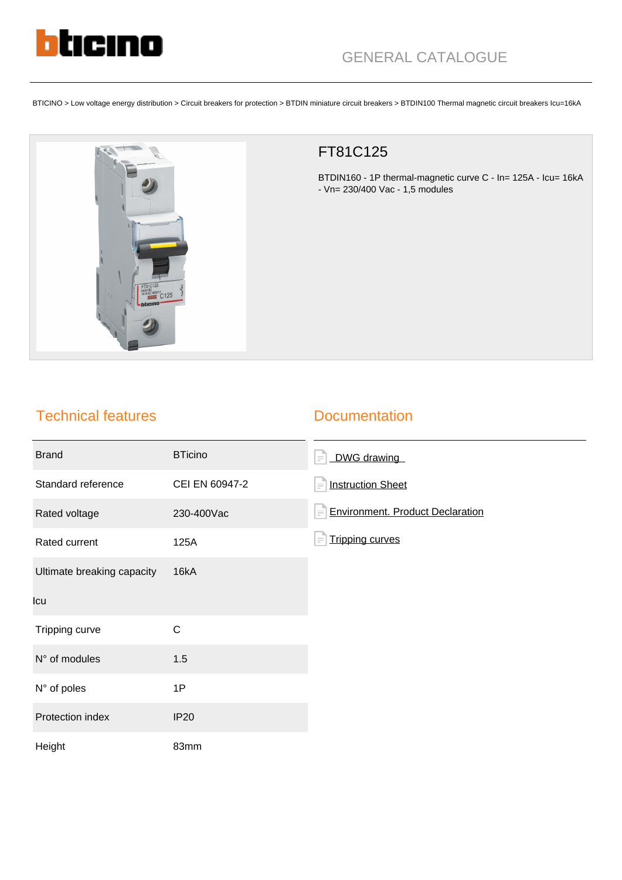# bticino

GENERAL CATALOGUE

BTICINO > Low voltage energy distribution > Circuit breakers for protection > BTDIN miniature circuit breakers > BTDIN100 Thermal magnetic circuit breakers Icu=16kA

## FT81C125

BTDIN160 - 1P thermal-magnetic curve C - In= 125A - Icu= 16kA - Vn= 230/400 Vac - 1,5 modules

## Technical features

| | |
|---|---|
| Brand | BTicino |
| Standard reference | CEI EN 60947-2 |
| Rated voltage | 230-400Vac |
| Rated current | 125A |
| Ultimate breaking capacity Icu | 16kA |
| Tripping curve | C |
| N° of modules | 1.5 |
| N° of poles | 1P |
| Protection index | IP20 |
| Height | 83mm |

## Documentation

- DWG drawing
- Instruction Sheet
- Environment. Product Declaration
- Tripping curves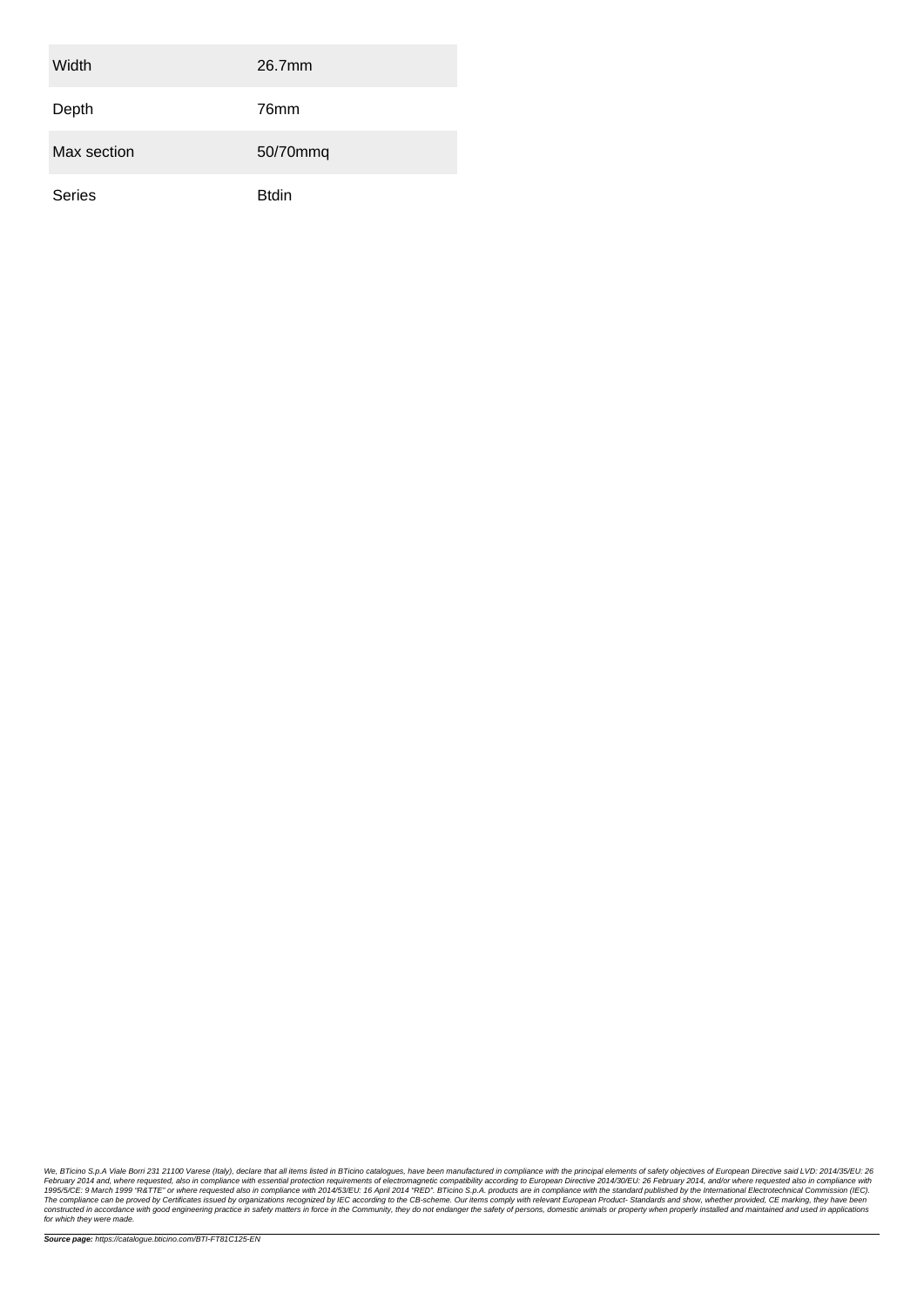| | |
|---|---|
| Width | 26.7mm |
| Depth | 76mm |
| Max section | 50/70mmq |
| Series | Btdin |

*We, BTicino S.p.A Viale Borri 231 21100 Varese (Italy), declare that all items listed in BTicino catalogues, have been manufactured in compliance with the principal elements of safety objectives of European Directive said LVD: 2014/35/EU: 26 February 2014 and, where requested, also in compliance with essential protection requirements of electromagnetic compatibility according to European Directive 2014/30/EU: 26 February 2014, and/or where requested also in compliance with 1995/5/CE: 9 March 1999 "R&TTE" or where requested also in compliance with 2014/53/EU: 16 April 2014 "RED". BTicino S.p.A. products are in compliance with the standard published by the International Electrotechnical Commission (IEC). The compliance can be proved by Certificates issued by organizations recognized by IEC according to the CB-scheme. Our items comply with relevant European Product- Standards and show, whether provided, CE marking, they have been constructed in accordance with good engineering practice in safety matters in force in the Community, they do not endanger the safety of persons, domestic animals or property when properly installed and maintained and used in applications for which they were made.*

**Source page:** *https://catalogue.bticino.com/BTI-FT81C125-EN*